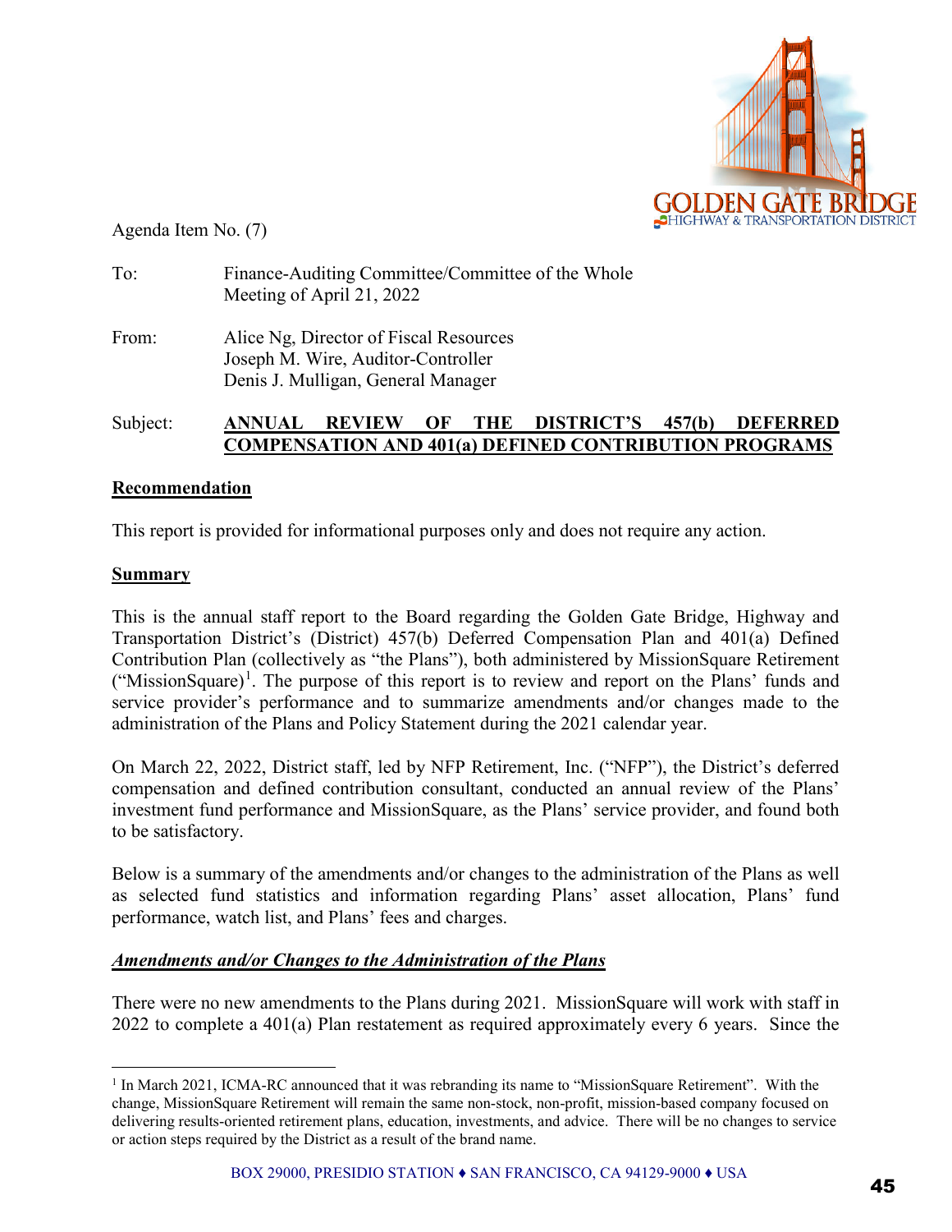Agenda Item No. (7)

To: Finance-Auditing Committee/Committee of the Whole
Meeting of April 21, 2022

From: Alice Ng, Director of Fiscal Resources
Joseph M. Wire, Auditor-Controller
Denis J. Mulligan, General Manager

Subject: **ANNUAL REVIEW OF THE DISTRICT'S 457(b) DEFERRED COMPENSATION AND 401(a) DEFINED CONTRIBUTION PROGRAMS**

## Recommendation

This report is provided for informational purposes only and does not require any action.

## Summary

This is the annual staff report to the Board regarding the Golden Gate Bridge, Highway and Transportation District's (District) 457(b) Deferred Compensation Plan and 401(a) Defined Contribution Plan (collectively as "the Plans"), both administered by MissionSquare Retirement ("MissionSquare")[1]. The purpose of this report is to review and report on the Plans' funds and service provider's performance and to summarize amendments and/or changes made to the administration of the Plans and Policy Statement during the 2021 calendar year.

On March 22, 2022, District staff, led by NFP Retirement, Inc. ("NFP"), the District's deferred compensation and defined contribution consultant, conducted an annual review of the Plans' investment fund performance and MissionSquare, as the Plans' service provider, and found both to be satisfactory.

Below is a summary of the amendments and/or changes to the administration of the Plans as well as selected fund statistics and information regarding Plans' asset allocation, Plans' fund performance, watch list, and Plans' fees and charges.

### *Amendments and/or Changes to the Administration of the Plans*

There were no new amendments to the Plans during 2021. MissionSquare will work with staff in 2022 to complete a 401(a) Plan restatement as required approximately every 6 years. Since the

[1] In March 2021, ICMA-RC announced that it was rebranding its name to "MissionSquare Retirement". With the change, MissionSquare Retirement will remain the same non-stock, non-profit, mission-based company focused on delivering results-oriented retirement plans, education, investments, and advice. There will be no changes to service or action steps required by the District as a result of the brand name.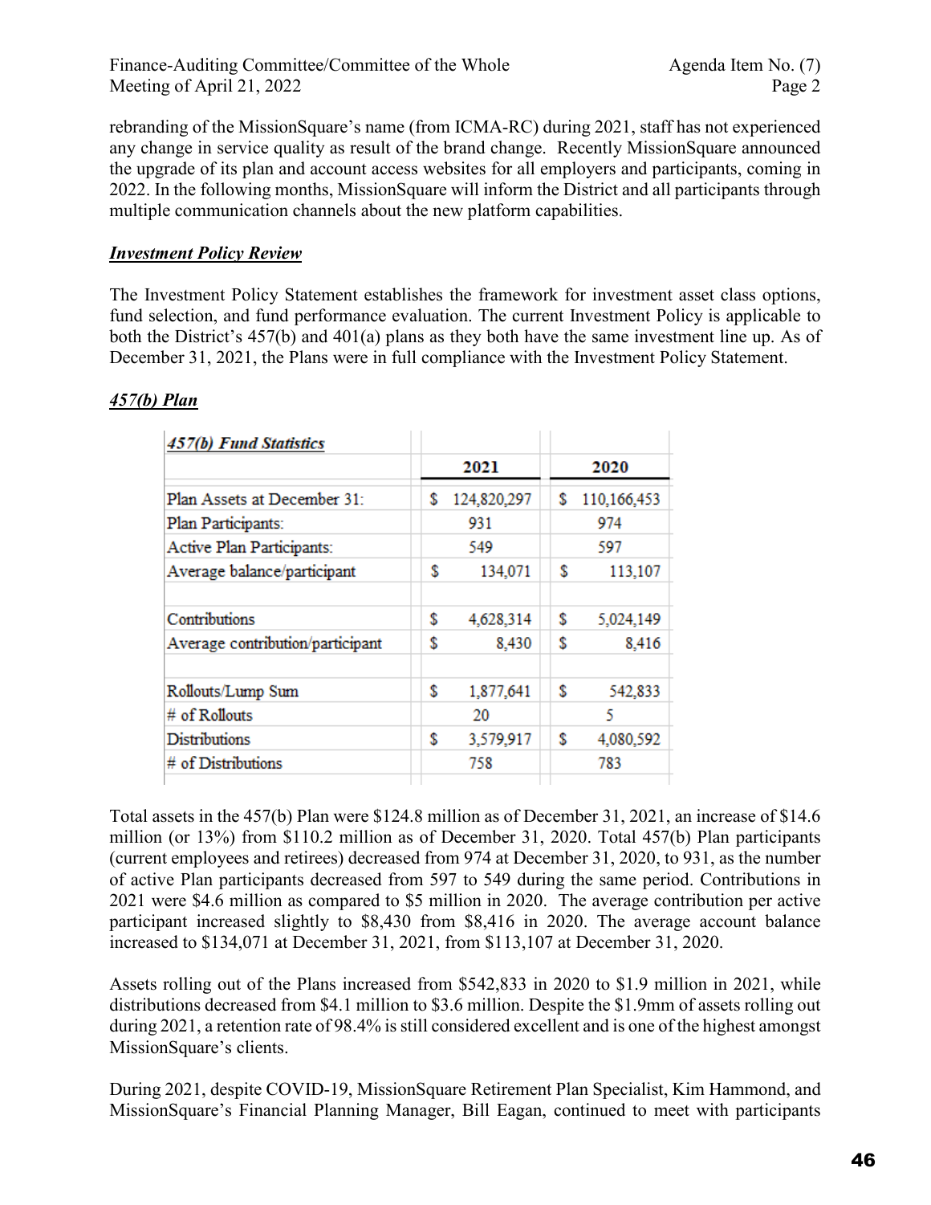rebranding of the MissionSquare's name (from ICMA-RC) during 2021, staff has not experienced any change in service quality as result of the brand change. Recently MissionSquare announced the upgrade of its plan and account access websites for all employers and participants, coming in 2022. In the following months, MissionSquare will inform the District and all participants through multiple communication channels about the new platform capabilities.

***Investment Policy Review***

The Investment Policy Statement establishes the framework for investment asset class options, fund selection, and fund performance evaluation. The current Investment Policy is applicable to both the District's 457(b) and 401(a) plans as they both have the same investment line up. As of December 31, 2021, the Plans were in full compliance with the Investment Policy Statement.

***457(b) Plan***

| *457(b) Fund Statistics* | 2021 | 2020 |
|---|---|---|
| Plan Assets at December 31: | $ 124,820,297 | $ 110,166,453 |
| Plan Participants: | 931 | 974 |
| Active Plan Participants: | 549 | 597 |
| Average balance/participant | $ 134,071 | $ 113,107 |
| | | |
| Contributions | $ 4,628,314 | $ 5,024,149 |
| Average contribution/participant | $ 8,430 | $ 8,416 |
| | | |
| Rollouts/Lump Sum | $ 1,877,641 | $ 542,833 |
| # of Rollouts | 20 | 5 |
| Distributions | $ 3,579,917 | $ 4,080,592 |
| # of Distributions | 758 | 783 |

Total assets in the 457(b) Plan were $124.8 million as of December 31, 2021, an increase of $14.6 million (or 13%) from $110.2 million as of December 31, 2020. Total 457(b) Plan participants (current employees and retirees) decreased from 974 at December 31, 2020, to 931, as the number of active Plan participants decreased from 597 to 549 during the same period. Contributions in 2021 were $4.6 million as compared to $5 million in 2020. The average contribution per active participant increased slightly to $8,430 from $8,416 in 2020. The average account balance increased to $134,071 at December 31, 2021, from $113,107 at December 31, 2020.

Assets rolling out of the Plans increased from $542,833 in 2020 to $1.9 million in 2021, while distributions decreased from $4.1 million to $3.6 million. Despite the $1.9mm of assets rolling out during 2021, a retention rate of 98.4% is still considered excellent and is one of the highest amongst MissionSquare's clients.

During 2021, despite COVID-19, MissionSquare Retirement Plan Specialist, Kim Hammond, and MissionSquare's Financial Planning Manager, Bill Eagan, continued to meet with participants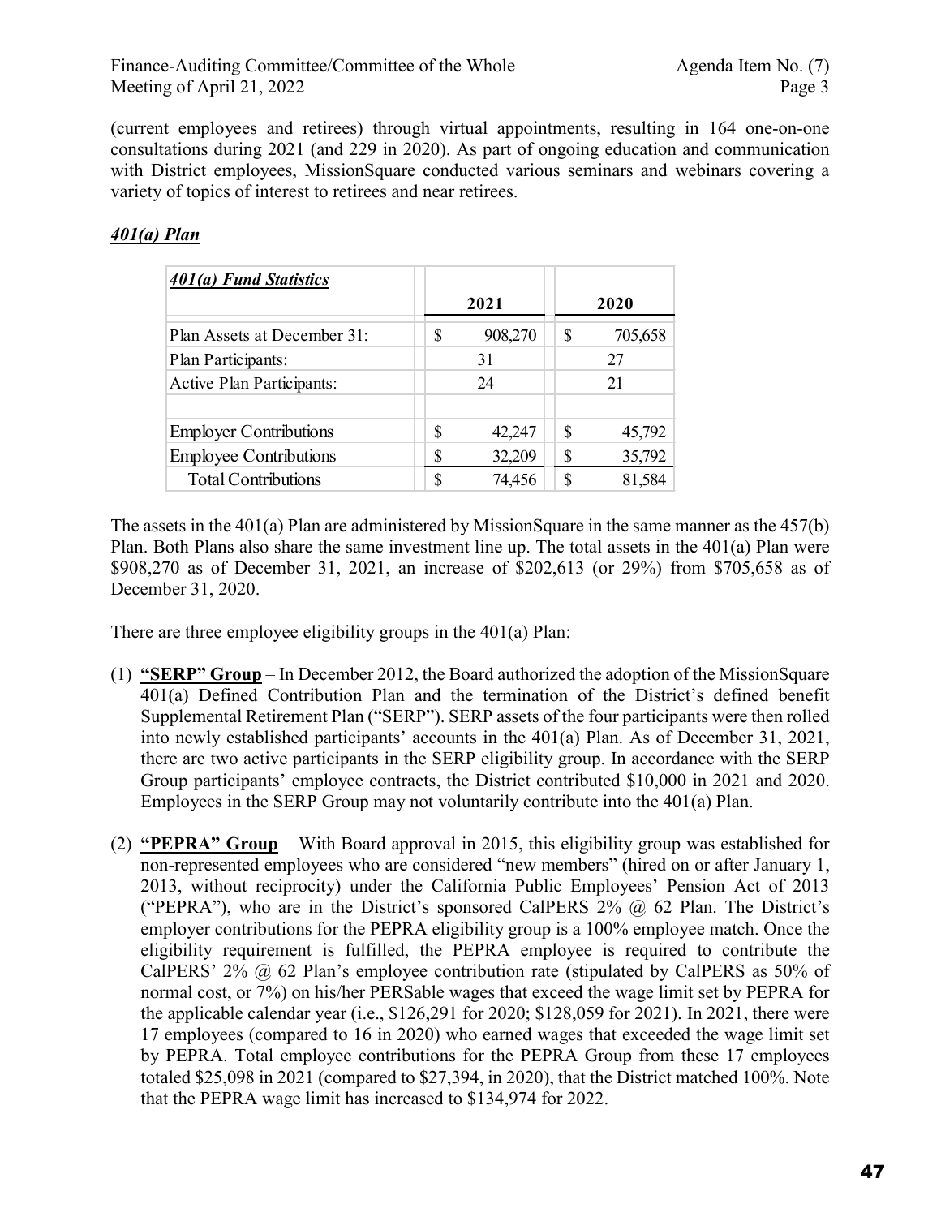(current employees and retirees) through virtual appointments, resulting in 164 one-on-one consultations during 2021 (and 229 in 2020). As part of ongoing education and communication with District employees, MissionSquare conducted various seminars and webinars covering a variety of topics of interest to retirees and near retirees.

***401(a) Plan***

| ***401(a) Fund Statistics*** | **2021** | **2020** |
|---|---|---|
| Plan Assets at December 31: | $ 908,270 | $ 705,658 |
| Plan Participants: | 31 | 27 |
| Active Plan Participants: | 24 | 21 |
| | | |
| Employer Contributions | $ 42,247 | $ 45,792 |
| Employee Contributions | $ 32,209 | $ 35,792 |
| Total Contributions | $ 74,456 | $ 81,584 |

The assets in the 401(a) Plan are administered by MissionSquare in the same manner as the 457(b) Plan. Both Plans also share the same investment line up. The total assets in the 401(a) Plan were $908,270 as of December 31, 2021, an increase of $202,613 (or 29%) from $705,658 as of December 31, 2020.

There are three employee eligibility groups in the 401(a) Plan:

(1) **"SERP" Group** – In December 2012, the Board authorized the adoption of the MissionSquare 401(a) Defined Contribution Plan and the termination of the District's defined benefit Supplemental Retirement Plan ("SERP"). SERP assets of the four participants were then rolled into newly established participants' accounts in the 401(a) Plan. As of December 31, 2021, there are two active participants in the SERP eligibility group. In accordance with the SERP Group participants' employee contracts, the District contributed $10,000 in 2021 and 2020. Employees in the SERP Group may not voluntarily contribute into the 401(a) Plan.

(2) **"PEPRA" Group** – With Board approval in 2015, this eligibility group was established for non-represented employees who are considered "new members" (hired on or after January 1, 2013, without reciprocity) under the California Public Employees' Pension Act of 2013 ("PEPRA"), who are in the District's sponsored CalPERS 2% @ 62 Plan. The District's employer contributions for the PEPRA eligibility group is a 100% employee match. Once the eligibility requirement is fulfilled, the PEPRA employee is required to contribute the CalPERS' 2% @ 62 Plan's employee contribution rate (stipulated by CalPERS as 50% of normal cost, or 7%) on his/her PERSable wages that exceed the wage limit set by PEPRA for the applicable calendar year (i.e., $126,291 for 2020; $128,059 for 2021). In 2021, there were 17 employees (compared to 16 in 2020) who earned wages that exceeded the wage limit set by PEPRA. Total employee contributions for the PEPRA Group from these 17 employees totaled $25,098 in 2021 (compared to $27,394, in 2020), that the District matched 100%. Note that the PEPRA wage limit has increased to $134,974 for 2022.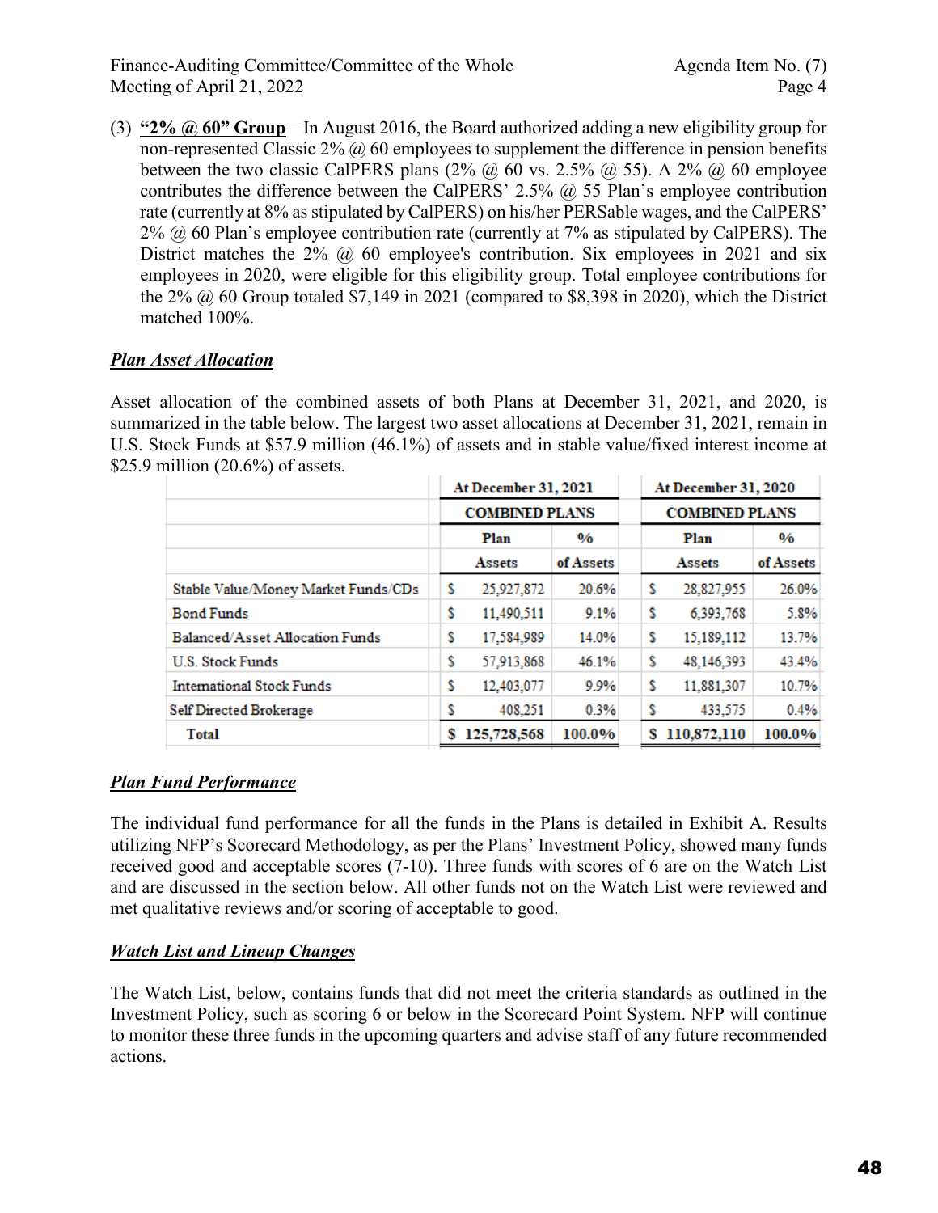(3) **"2% @ 60" Group** – In August 2016, the Board authorized adding a new eligibility group for non-represented Classic 2% @ 60 employees to supplement the difference in pension benefits between the two classic CalPERS plans (2% @ 60 vs. 2.5% @ 55). A 2% @ 60 employee contributes the difference between the CalPERS' 2.5% @ 55 Plan's employee contribution rate (currently at 8% as stipulated by CalPERS) on his/her PERSable wages, and the CalPERS' 2% @ 60 Plan's employee contribution rate (currently at 7% as stipulated by CalPERS). The District matches the 2% @ 60 employee's contribution. Six employees in 2021 and six employees in 2020, were eligible for this eligibility group. Total employee contributions for the 2% @ 60 Group totaled $7,149 in 2021 (compared to $8,398 in 2020), which the District matched 100%.

***Plan Asset Allocation***

Asset allocation of the combined assets of both Plans at December 31, 2021, and 2020, is summarized in the table below. The largest two asset allocations at December 31, 2021, remain in U.S. Stock Funds at $57.9 million (46.1%) of assets and in stable value/fixed interest income at $25.9 million (20.6%) of assets.

| | At December 31, 2021 | | At December 31, 2020 | |
|---|---|---|---|---|
| | COMBINED PLANS | | COMBINED PLANS | |
| | Plan Assets | % of Assets | Plan Assets | % of Assets |
| Stable Value/Money Market Funds/CDs | $ 25,927,872 | 20.6% | $ 28,827,955 | 26.0% |
| Bond Funds | $ 11,490,511 | 9.1% | $ 6,393,768 | 5.8% |
| Balanced/Asset Allocation Funds | $ 17,584,989 | 14.0% | $ 15,189,112 | 13.7% |
| U.S. Stock Funds | $ 57,913,868 | 46.1% | $ 48,146,393 | 43.4% |
| International Stock Funds | $ 12,403,077 | 9.9% | $ 11,881,307 | 10.7% |
| Self Directed Brokerage | $ 408,251 | 0.3% | $ 433,575 | 0.4% |
| **Total** | **$ 125,728,568** | **100.0%** | **$ 110,872,110** | **100.0%** |

***Plan Fund Performance***

The individual fund performance for all the funds in the Plans is detailed in Exhibit A. Results utilizing NFP's Scorecard Methodology, as per the Plans' Investment Policy, showed many funds received good and acceptable scores (7-10). Three funds with scores of 6 are on the Watch List and are discussed in the section below. All other funds not on the Watch List were reviewed and met qualitative reviews and/or scoring of acceptable to good.

***Watch List and Lineup Changes***

The Watch List, below, contains funds that did not meet the criteria standards as outlined in the Investment Policy, such as scoring 6 or below in the Scorecard Point System. NFP will continue to monitor these three funds in the upcoming quarters and advise staff of any future recommended actions.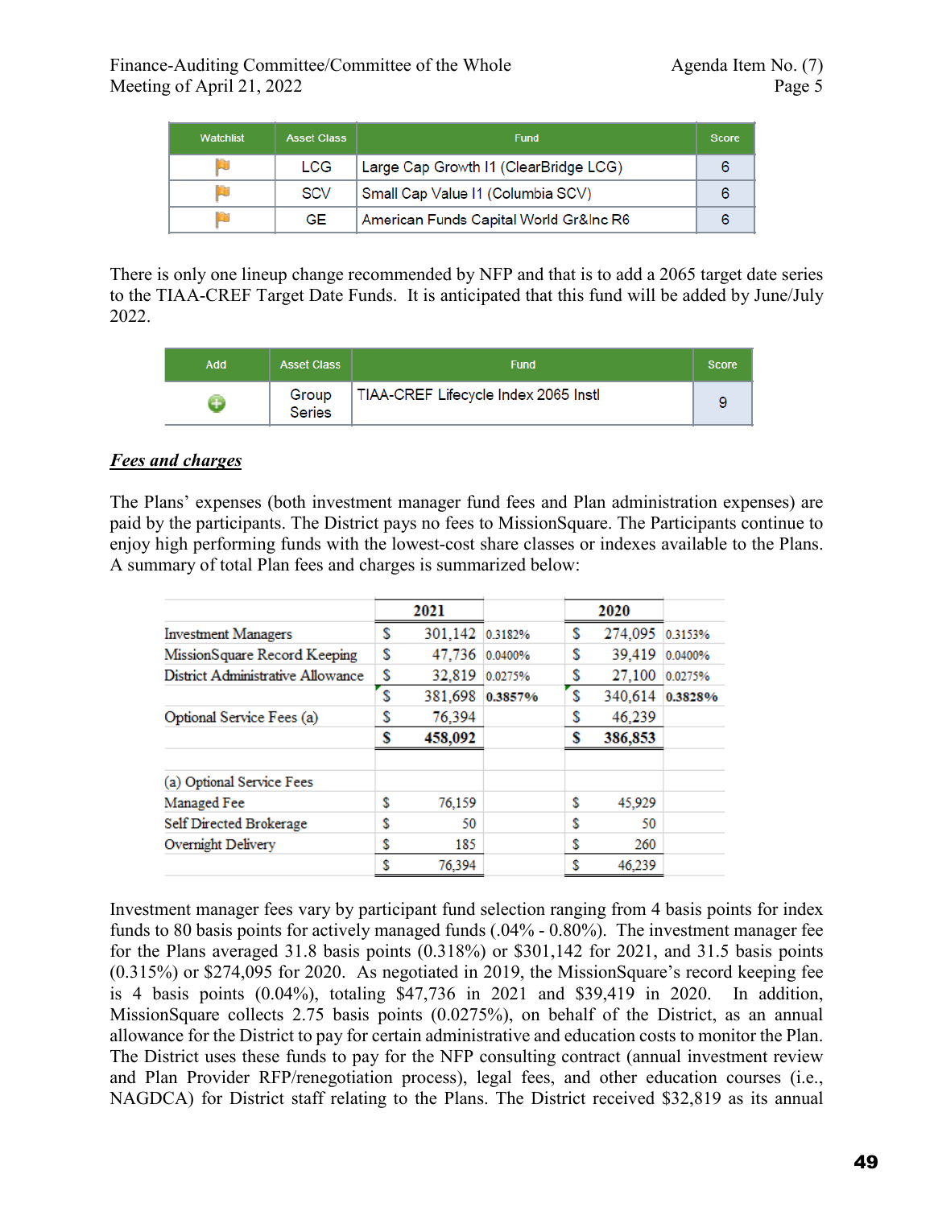| Watchlist | Asset Class | Fund | Score |
|---|---|---|---|
| 🏳 | LCG | Large Cap Growth I1 (ClearBridge LCG) | 6 |
| 🏳 | SCV | Small Cap Value I1 (Columbia SCV) | 6 |
| 🏳 | GE | American Funds Capital World Gr&Inc R6 | 6 |

There is only one lineup change recommended by NFP and that is to add a 2065 target date series to the TIAA-CREF Target Date Funds. It is anticipated that this fund will be added by June/July 2022.

| Add | Asset Class | Fund | Score |
|---|---|---|---|
| ⊕ | Group Series | TIAA-CREF Lifecycle Index 2065 Instl | 9 |

***Fees and charges***

The Plans' expenses (both investment manager fund fees and Plan administration expenses) are paid by the participants. The District pays no fees to MissionSquare. The Participants continue to enjoy high performing funds with the lowest-cost share classes or indexes available to the Plans. A summary of total Plan fees and charges is summarized below:

| | 2021 | | | 2020 | | |
|---|---|---|---|---|---|---|
| Investment Managers | $ | 301,142 | 0.3182% | $ | 274,095 | 0.3153% |
| MissionSquare Record Keeping | $ | 47,736 | 0.0400% | $ | 39,419 | 0.0400% |
| District Administrative Allowance | $ | 32,819 | 0.0275% | $ | 27,100 | 0.0275% |
| | $ | 381,698 | **0.3857%** | $ | 340,614 | **0.3828%** |
| Optional Service Fees (a) | $ | 76,394 | | $ | 46,239 | |
| | **$** | **458,092** | | **$** | **386,853** | |
| | | | | | | |
| (a) Optional Service Fees | | | | | | |
| Managed Fee | $ | 76,159 | | $ | 45,929 | |
| Self Directed Brokerage | $ | 50 | | $ | 50 | |
| Overnight Delivery | $ | 185 | | $ | 260 | |
| | $ | 76,394 | | $ | 46,239 | |

Investment manager fees vary by participant fund selection ranging from 4 basis points for index funds to 80 basis points for actively managed funds (.04% - 0.80%). The investment manager fee for the Plans averaged 31.8 basis points (0.318%) or $301,142 for 2021, and 31.5 basis points (0.315%) or $274,095 for 2020. As negotiated in 2019, the MissionSquare's record keeping fee is 4 basis points (0.04%), totaling $47,736 in 2021 and $39,419 in 2020. In addition, MissionSquare collects 2.75 basis points (0.0275%), on behalf of the District, as an annual allowance for the District to pay for certain administrative and education costs to monitor the Plan. The District uses these funds to pay for the NFP consulting contract (annual investment review and Plan Provider RFP/renegotiation process), legal fees, and other education courses (i.e., NAGDCA) for District staff relating to the Plans. The District received $32,819 as its annual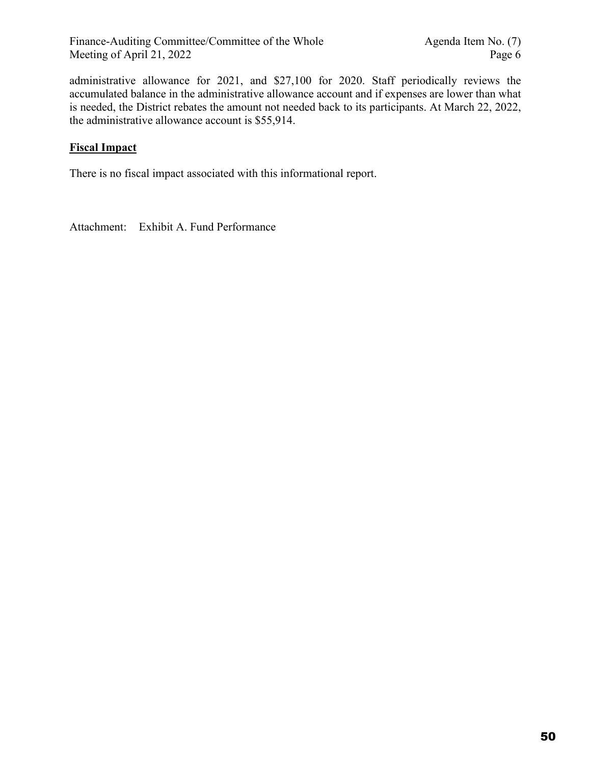administrative allowance for 2021, and $27,100 for 2020. Staff periodically reviews the accumulated balance in the administrative allowance account and if expenses are lower than what is needed, the District rebates the amount not needed back to its participants. At March 22, 2022, the administrative allowance account is $55,914.

**Fiscal Impact**

There is no fiscal impact associated with this informational report.

Attachment: Exhibit A. Fund Performance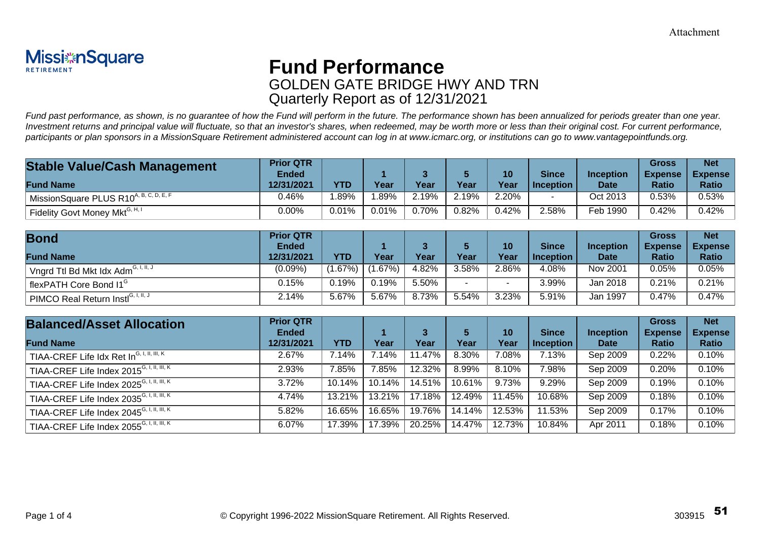Attachment

MissionSquare RETIREMENT

# Fund Performance

## GOLDEN GATE BRIDGE HWY AND TRN
## Quarterly Report as of 12/31/2021

*Fund past performance, as shown, is no guarantee of how the Fund will perform in the future. The performance shown has been annualized for periods greater than one year. Investment returns and principal value will fluctuate, so that an investor's shares, when redeemed, may be worth more or less than their original cost. For current performance, participants or plan sponsors in a MissionSquare Retirement administered account can log in at www.icmarc.org, or institutions can go to www.vantagepointfunds.org.*

| **Stable Value/Cash Management** Fund Name | Prior QTR Ended 12/31/2021 | YTD | 1 Year | 3 Year | 5 Year | 10 Year | Since Inception | Inception Date | Gross Expense Ratio | Net Expense Ratio |
|---|---|---|---|---|---|---|---|---|---|---|
| MissionSquare PLUS R10[A, B, C, D, E, F] | 0.46% | 1.89% | 1.89% | 2.19% | 2.19% | 2.20% | - | Oct 2013 | 0.53% | 0.53% |
| Fidelity Govt Money Mkt[G, H, I] | 0.00% | 0.01% | 0.01% | 0.70% | 0.82% | 0.42% | 2.58% | Feb 1990 | 0.42% | 0.42% |

| **Bond** Fund Name | Prior QTR Ended 12/31/2021 | YTD | 1 Year | 3 Year | 5 Year | 10 Year | Since Inception | Inception Date | Gross Expense Ratio | Net Expense Ratio |
|---|---|---|---|---|---|---|---|---|---|---|
| Vngrd Ttl Bd Mkt Idx Adm[G, I, II, J] | (0.09%) | (1.67%) | (1.67%) | 4.82% | 3.58% | 2.86% | 4.08% | Nov 2001 | 0.05% | 0.05% |
| flexPATH Core Bond I1[G] | 0.15% | 0.19% | 0.19% | 5.50% | - | - | 3.99% | Jan 2018 | 0.21% | 0.21% |
| PIMCO Real Return Instl[G, I, II, J] | 2.14% | 5.67% | 5.67% | 8.73% | 5.54% | 3.23% | 5.91% | Jan 1997 | 0.47% | 0.47% |

| **Balanced/Asset Allocation** Fund Name | Prior QTR Ended 12/31/2021 | YTD | 1 Year | 3 Year | 5 Year | 10 Year | Since Inception | Inception Date | Gross Expense Ratio | Net Expense Ratio |
|---|---|---|---|---|---|---|---|---|---|---|
| TIAA-CREF Life Idx Ret In[G, I, II, III, K] | 2.67% | 7.14% | 7.14% | 11.47% | 8.30% | 7.08% | 7.13% | Sep 2009 | 0.22% | 0.10% |
| TIAA-CREF Life Index 2015[G, I, II, III, K] | 2.93% | 7.85% | 7.85% | 12.32% | 8.99% | 8.10% | 7.98% | Sep 2009 | 0.20% | 0.10% |
| TIAA-CREF Life Index 2025[G, I, II, III, K] | 3.72% | 10.14% | 10.14% | 14.51% | 10.61% | 9.73% | 9.29% | Sep 2009 | 0.19% | 0.10% |
| TIAA-CREF Life Index 2035[G, I, II, III, K] | 4.74% | 13.21% | 13.21% | 17.18% | 12.49% | 11.45% | 10.68% | Sep 2009 | 0.18% | 0.10% |
| TIAA-CREF Life Index 2045[G, I, II, III, K] | 5.82% | 16.65% | 16.65% | 19.76% | 14.14% | 12.53% | 11.53% | Sep 2009 | 0.17% | 0.10% |
| TIAA-CREF Life Index 2055[G, I, II, III, K] | 6.07% | 17.39% | 17.39% | 20.25% | 14.47% | 12.73% | 10.84% | Apr 2011 | 0.18% | 0.10% |

© Copyright 1996-2022 MissionSquare Retirement. All Rights Reserved.

303915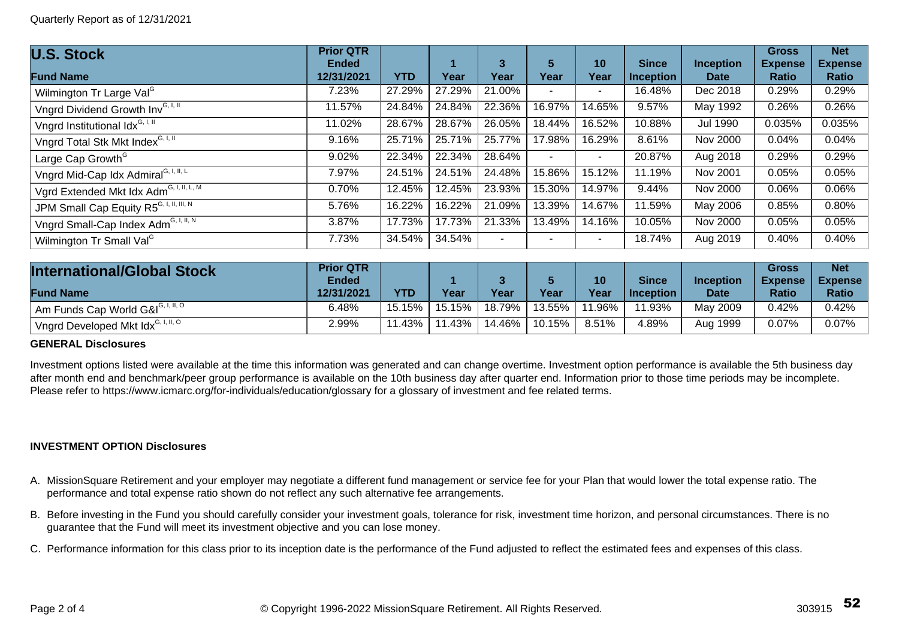Quarterly Report as of 12/31/2021

| U.S. Stock Fund Name | Prior QTR Ended 12/31/2021 | YTD | 1 Year | 3 Year | 5 Year | 10 Year | Since Inception | Inception Date | Gross Expense Ratio | Net Expense Ratio |
|---|---|---|---|---|---|---|---|---|---|---|
| Wilmington Tr Large Val[G] | 7.23% | 27.29% | 27.29% | 21.00% | - | - | 16.48% | Dec 2018 | 0.29% | 0.29% |
| Vngrd Dividend Growth Inv[G, I, II] | 11.57% | 24.84% | 24.84% | 22.36% | 16.97% | 14.65% | 9.57% | May 1992 | 0.26% | 0.26% |
| Vngrd Institutional Idx[G, I, II] | 11.02% | 28.67% | 28.67% | 26.05% | 18.44% | 16.52% | 10.88% | Jul 1990 | 0.035% | 0.035% |
| Vngrd Total Stk Mkt Index[G, I, II] | 9.16% | 25.71% | 25.71% | 25.77% | 17.98% | 16.29% | 8.61% | Nov 2000 | 0.04% | 0.04% |
| Large Cap Growth[G] | 9.02% | 22.34% | 22.34% | 28.64% | - | - | 20.87% | Aug 2018 | 0.29% | 0.29% |
| Vngrd Mid-Cap Idx Admiral[G, I, II, L] | 7.97% | 24.51% | 24.51% | 24.48% | 15.86% | 15.12% | 11.19% | Nov 2001 | 0.05% | 0.05% |
| Vgrd Extended Mkt Idx Adm[G, I, II, L, M] | 0.70% | 12.45% | 12.45% | 23.93% | 15.30% | 14.97% | 9.44% | Nov 2000 | 0.06% | 0.06% |
| JPM Small Cap Equity R5[G, I, II, III, N] | 5.76% | 16.22% | 16.22% | 21.09% | 13.39% | 14.67% | 11.59% | May 2006 | 0.85% | 0.80% |
| Vngrd Small-Cap Index Adm[G, I, II, N] | 3.87% | 17.73% | 17.73% | 21.33% | 13.49% | 14.16% | 10.05% | Nov 2000 | 0.05% | 0.05% |
| Wilmington Tr Small Val[G] | 7.73% | 34.54% | 34.54% | - | - | - | 18.74% | Aug 2019 | 0.40% | 0.40% |

| International/Global Stock Fund Name | Prior QTR Ended 12/31/2021 | YTD | 1 Year | 3 Year | 5 Year | 10 Year | Since Inception | Inception Date | Gross Expense Ratio | Net Expense Ratio |
|---|---|---|---|---|---|---|---|---|---|---|
| Am Funds Cap World G&I[G, I, II, O] | 6.48% | 15.15% | 15.15% | 18.79% | 13.55% | 11.96% | 11.93% | May 2009 | 0.42% | 0.42% |
| Vngrd Developed Mkt Idx[G, I, II, O] | 2.99% | 11.43% | 11.43% | 14.46% | 10.15% | 8.51% | 4.89% | Aug 1999 | 0.07% | 0.07% |

**GENERAL Disclosures**

Investment options listed were available at the time this information was generated and can change overtime. Investment option performance is available the 5th business day after month end and benchmark/peer group performance is available on the 10th business day after quarter end. Information prior to those time periods may be incomplete. Please refer to https://www.icmarc.org/for-individuals/education/glossary for a glossary of investment and fee related terms.

**INVESTMENT OPTION Disclosures**

A. MissionSquare Retirement and your employer may negotiate a different fund management or service fee for your Plan that would lower the total expense ratio. The performance and total expense ratio shown do not reflect any such alternative fee arrangements.

B. Before investing in the Fund you should carefully consider your investment goals, tolerance for risk, investment time horizon, and personal circumstances. There is no guarantee that the Fund will meet its investment objective and you can lose money.

C. Performance information for this class prior to its inception date is the performance of the Fund adjusted to reflect the estimated fees and expenses of this class.

© Copyright 1996-2022 MissionSquare Retirement. All Rights Reserved.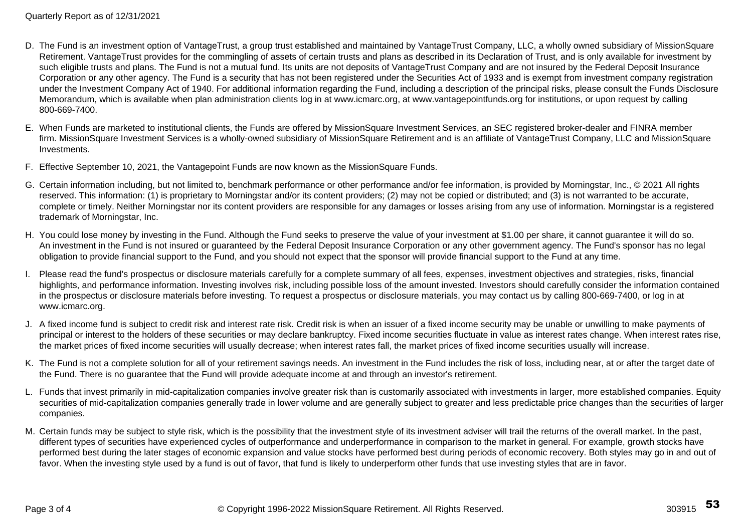D. The Fund is an investment option of VantageTrust, a group trust established and maintained by VantageTrust Company, LLC, a wholly owned subsidiary of MissionSquare Retirement. VantageTrust provides for the commingling of assets of certain trusts and plans as described in its Declaration of Trust, and is only available for investment by such eligible trusts and plans. The Fund is not a mutual fund. Its units are not deposits of VantageTrust Company and are not insured by the Federal Deposit Insurance Corporation or any other agency. The Fund is a security that has not been registered under the Securities Act of 1933 and is exempt from investment company registration under the Investment Company Act of 1940. For additional information regarding the Fund, including a description of the principal risks, please consult the Funds Disclosure Memorandum, which is available when plan administration clients log in at www.icmarc.org, at www.vantagepointfunds.org for institutions, or upon request by calling 800-669-7400.

E. When Funds are marketed to institutional clients, the Funds are offered by MissionSquare Investment Services, an SEC registered broker-dealer and FINRA member firm. MissionSquare Investment Services is a wholly-owned subsidiary of MissionSquare Retirement and is an affiliate of VantageTrust Company, LLC and MissionSquare Investments.

F. Effective September 10, 2021, the Vantagepoint Funds are now known as the MissionSquare Funds.

G. Certain information including, but not limited to, benchmark performance or other performance and/or fee information, is provided by Morningstar, Inc., © 2021 All rights reserved. This information: (1) is proprietary to Morningstar and/or its content providers; (2) may not be copied or distributed; and (3) is not warranted to be accurate, complete or timely. Neither Morningstar nor its content providers are responsible for any damages or losses arising from any use of information. Morningstar is a registered trademark of Morningstar, Inc.

H. You could lose money by investing in the Fund. Although the Fund seeks to preserve the value of your investment at $1.00 per share, it cannot guarantee it will do so. An investment in the Fund is not insured or guaranteed by the Federal Deposit Insurance Corporation or any other government agency. The Fund's sponsor has no legal obligation to provide financial support to the Fund, and you should not expect that the sponsor will provide financial support to the Fund at any time.

I. Please read the fund's prospectus or disclosure materials carefully for a complete summary of all fees, expenses, investment objectives and strategies, risks, financial highlights, and performance information. Investing involves risk, including possible loss of the amount invested. Investors should carefully consider the information contained in the prospectus or disclosure materials before investing. To request a prospectus or disclosure materials, you may contact us by calling 800-669-7400, or log in at www.icmarc.org.

J. A fixed income fund is subject to credit risk and interest rate risk. Credit risk is when an issuer of a fixed income security may be unable or unwilling to make payments of principal or interest to the holders of these securities or may declare bankruptcy. Fixed income securities fluctuate in value as interest rates change. When interest rates rise, the market prices of fixed income securities will usually decrease; when interest rates fall, the market prices of fixed income securities usually will increase.

K. The Fund is not a complete solution for all of your retirement savings needs. An investment in the Fund includes the risk of loss, including near, at or after the target date of the Fund. There is no guarantee that the Fund will provide adequate income at and through an investor's retirement.

L. Funds that invest primarily in mid-capitalization companies involve greater risk than is customarily associated with investments in larger, more established companies. Equity securities of mid-capitalization companies generally trade in lower volume and are generally subject to greater and less predictable price changes than the securities of larger companies.

M. Certain funds may be subject to style risk, which is the possibility that the investment style of its investment adviser will trail the returns of the overall market. In the past, different types of securities have experienced cycles of outperformance and underperformance in comparison to the market in general. For example, growth stocks have performed best during the later stages of economic expansion and value stocks have performed best during periods of economic recovery. Both styles may go in and out of favor. When the investing style used by a fund is out of favor, that fund is likely to underperform other funds that use investing styles that are in favor.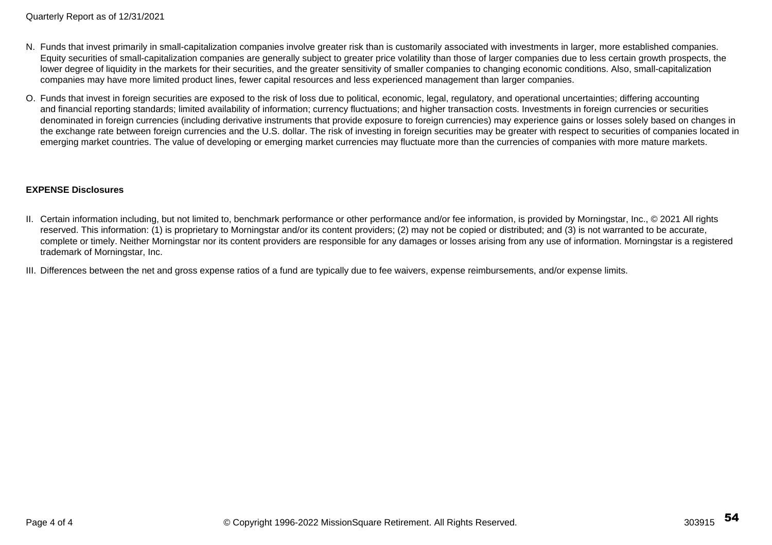N. Funds that invest primarily in small-capitalization companies involve greater risk than is customarily associated with investments in larger, more established companies. Equity securities of small-capitalization companies are generally subject to greater price volatility than those of larger companies due to less certain growth prospects, the lower degree of liquidity in the markets for their securities, and the greater sensitivity of smaller companies to changing economic conditions. Also, small-capitalization companies may have more limited product lines, fewer capital resources and less experienced management than larger companies.

O. Funds that invest in foreign securities are exposed to the risk of loss due to political, economic, legal, regulatory, and operational uncertainties; differing accounting and financial reporting standards; limited availability of information; currency fluctuations; and higher transaction costs. Investments in foreign currencies or securities denominated in foreign currencies (including derivative instruments that provide exposure to foreign currencies) may experience gains or losses solely based on changes in the exchange rate between foreign currencies and the U.S. dollar. The risk of investing in foreign securities may be greater with respect to securities of companies located in emerging market countries. The value of developing or emerging market currencies may fluctuate more than the currencies of companies with more mature markets.

**EXPENSE Disclosures**

II. Certain information including, but not limited to, benchmark performance or other performance and/or fee information, is provided by Morningstar, Inc., © 2021 All rights reserved. This information: (1) is proprietary to Morningstar and/or its content providers; (2) may not be copied or distributed; and (3) is not warranted to be accurate, complete or timely. Neither Morningstar nor its content providers are responsible for any damages or losses arising from any use of information. Morningstar is a registered trademark of Morningstar, Inc.

III. Differences between the net and gross expense ratios of a fund are typically due to fee waivers, expense reimbursements, and/or expense limits.